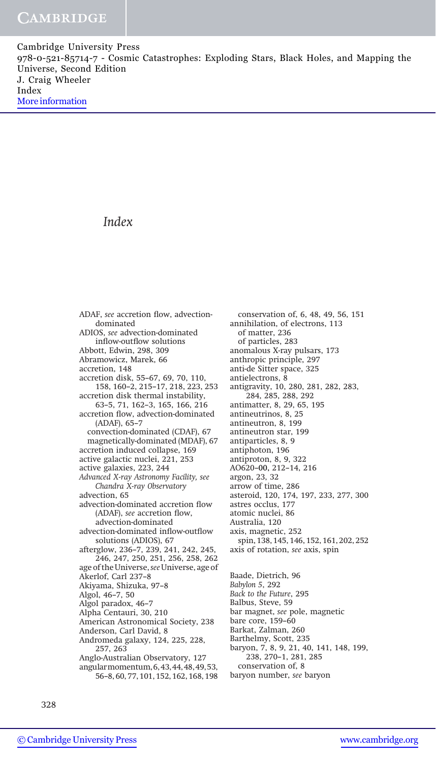# Index

ADAF, *see* accretion flow, advection-dominated
ADIOS, *see* advection-dominated inflow-outflow solutions
Abbott, Edwin, 298, 309
Abramowicz, Marek, 66
accretion, 148
accretion disk, 55–67, 69, 70, 110, 158, 160–2, 215–17, 218, 223, 253
accretion disk thermal instability, 63–5, 71, 162–3, 165, 166, 216
accretion flow, advection-dominated (ADAF), 65–7
  convection-dominated (CDAF), 67
  magnetically-dominated (MDAF), 67
accretion induced collapse, 169
active galactic nuclei, 221, 253
active galaxies, 223, 244
*Advanced X-ray Astronomy Facility, see Chandra X-ray Observatory*
advection, 65
advection-dominated accretion flow (ADAF), *see* accretion flow, advection-dominated
advection-dominated inflow-outflow solutions (ADIOS), 67
afterglow, 236–7, 239, 241, 242, 245, 246, 247, 250, 251, 256, 258, 262
age of the Universe, *see* Universe, age of
Akerlof, Carl 237–8
Akiyama, Shizuka, 97–8
Algol, 46–7, 50
Algol paradox, 46–7
Alpha Centauri, 30, 210
American Astronomical Society, 238
Anderson, Carl David, 8
Andromeda galaxy, 124, 225, 228, 257, 263
Anglo-Australian Observatory, 127
angular momentum, 6, 43, 44, 48, 49, 53, 56–8, 60, 77, 101, 152, 162, 168, 198
  conservation of, 6, 48, 49, 56, 151
annihilation, of electrons, 113
  of matter, 236
  of particles, 283
anomalous X-ray pulsars, 173
anthropic principle, 297
anti-de Sitter space, 325
antielectrons, 8
antigravity, 10, 280, 281, 282, 283, 284, 285, 288, 292
antimatter, 8, 29, 65, 195
antineutrinos, 8, 25
antineutron, 8, 199
antineutron star, 199
antiparticles, 8, 9
antiphoton, 196
antiproton, 8, 9, 322
AO620–00, 212–14, 216
argon, 23, 32
arrow of time, 286
asteroid, 120, 174, 197, 233, 277, 300
astres occlus, 177
atomic nuclei, 86
Australia, 120
axis, magnetic, 252
  spin, 138, 145, 146, 152, 161, 202, 252
axis of rotation, *see* axis, spin

Baade, Dietrich, 96
*Babylon 5*, 292
*Back to the Future*, 295
Balbus, Steve, 59
bar magnet, *see* pole, magnetic
bare core, 159–60
Barkat, Zalman, 260
Barthelmy, Scott, 235
baryon, 7, 8, 9, 21, 40, 141, 148, 199, 238, 270–1, 281, 285
  conservation of, 8
baryon number, *see* baryon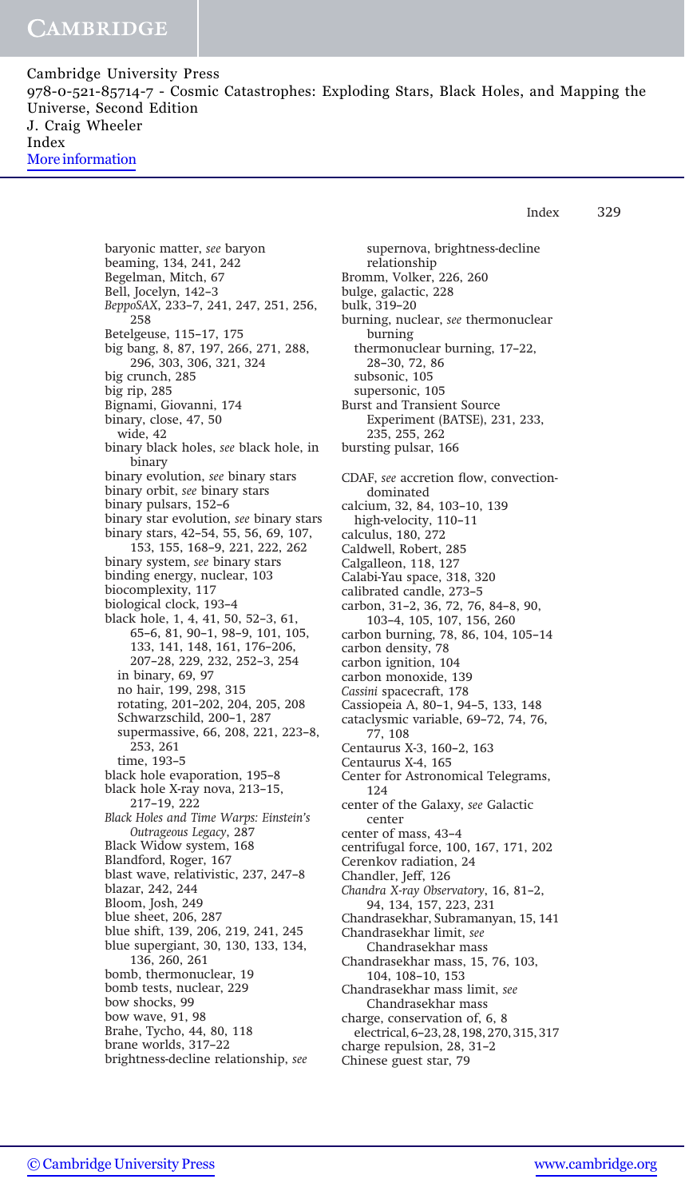baryonic matter, *see* baryon
beaming, 134, 241, 242
Begelman, Mitch, 67
Bell, Jocelyn, 142–3
*BeppoSAX*, 233–7, 241, 247, 251, 256, 258
Betelgeuse, 115–17, 175
big bang, 8, 87, 197, 266, 271, 288, 296, 303, 306, 321, 324
big crunch, 285
big rip, 285
Bignami, Giovanni, 174
binary, close, 47, 50
  wide, 42
binary black holes, *see* black hole, in binary
binary evolution, *see* binary stars
binary orbit, *see* binary stars
binary pulsars, 152–6
binary star evolution, *see* binary stars
binary stars, 42–54, 55, 56, 69, 107, 153, 155, 168–9, 221, 222, 262
binary system, *see* binary stars
binding energy, nuclear, 103
biocomplexity, 117
biological clock, 193–4
black hole, 1, 4, 41, 50, 52–3, 61, 65–6, 81, 90–1, 98–9, 101, 105, 133, 141, 148, 161, 176–206, 207–28, 229, 232, 252–3, 254
  in binary, 69, 97
  no hair, 199, 298, 315
  rotating, 201–202, 204, 205, 208
  Schwarzschild, 200–1, 287
  supermassive, 66, 208, 221, 223–8, 253, 261
  time, 193–5
black hole evaporation, 195–8
black hole X-ray nova, 213–15, 217–19, 222
*Black Holes and Time Warps: Einstein's Outrageous Legacy*, 287
Black Widow system, 168
Blandford, Roger, 167
blast wave, relativistic, 237, 247–8
blazar, 242, 244
Bloom, Josh, 249
blue sheet, 206, 287
blue shift, 139, 206, 219, 241, 245
blue supergiant, 30, 130, 133, 134, 136, 260, 261
bomb, thermonuclear, 19
bomb tests, nuclear, 229
bow shocks, 99
bow wave, 91, 98
Brahe, Tycho, 44, 80, 118
brane worlds, 317–22
brightness-decline relationship, *see* supernova, brightness-decline relationship
Bromm, Volker, 226, 260
bulge, galactic, 228
bulk, 319–20
burning, nuclear, *see* thermonuclear burning
  thermonuclear burning, 17–22, 28–30, 72, 86
  subsonic, 105
  supersonic, 105
Burst and Transient Source Experiment (BATSE), 231, 233, 235, 255, 262
bursting pulsar, 166

CDAF, *see* accretion flow, convection-dominated
calcium, 32, 84, 103–10, 139
  high-velocity, 110–11
calculus, 180, 272
Caldwell, Robert, 285
Calgalleon, 118, 127
Calabi-Yau space, 318, 320
calibrated candle, 273–5
carbon, 31–2, 36, 72, 76, 84–8, 90, 103–4, 105, 107, 156, 260
carbon burning, 78, 86, 104, 105–14
carbon density, 78
carbon ignition, 104
carbon monoxide, 139
*Cassini* spacecraft, 178
Cassiopeia A, 80–1, 94–5, 133, 148
cataclysmic variable, 69–72, 74, 76, 77, 108
Centaurus X-3, 160–2, 163
Centaurus X-4, 165
Center for Astronomical Telegrams, 124
center of the Galaxy, *see* Galactic center
center of mass, 43–4
centrifugal force, 100, 167, 171, 202
Cerenkov radiation, 24
Chandler, Jeff, 126
*Chandra X-ray Observatory*, 16, 81–2, 94, 134, 157, 223, 231
Chandrasekhar, Subramanyan, 15, 141
Chandrasekhar limit, *see* Chandrasekhar mass
Chandrasekhar mass, 15, 76, 103, 104, 108–10, 153
Chandrasekhar mass limit, *see* Chandrasekhar mass
charge, conservation of, 6, 8
  electrical, 6–23, 28, 198, 270, 315, 317
charge repulsion, 28, 31–2
Chinese guest star, 79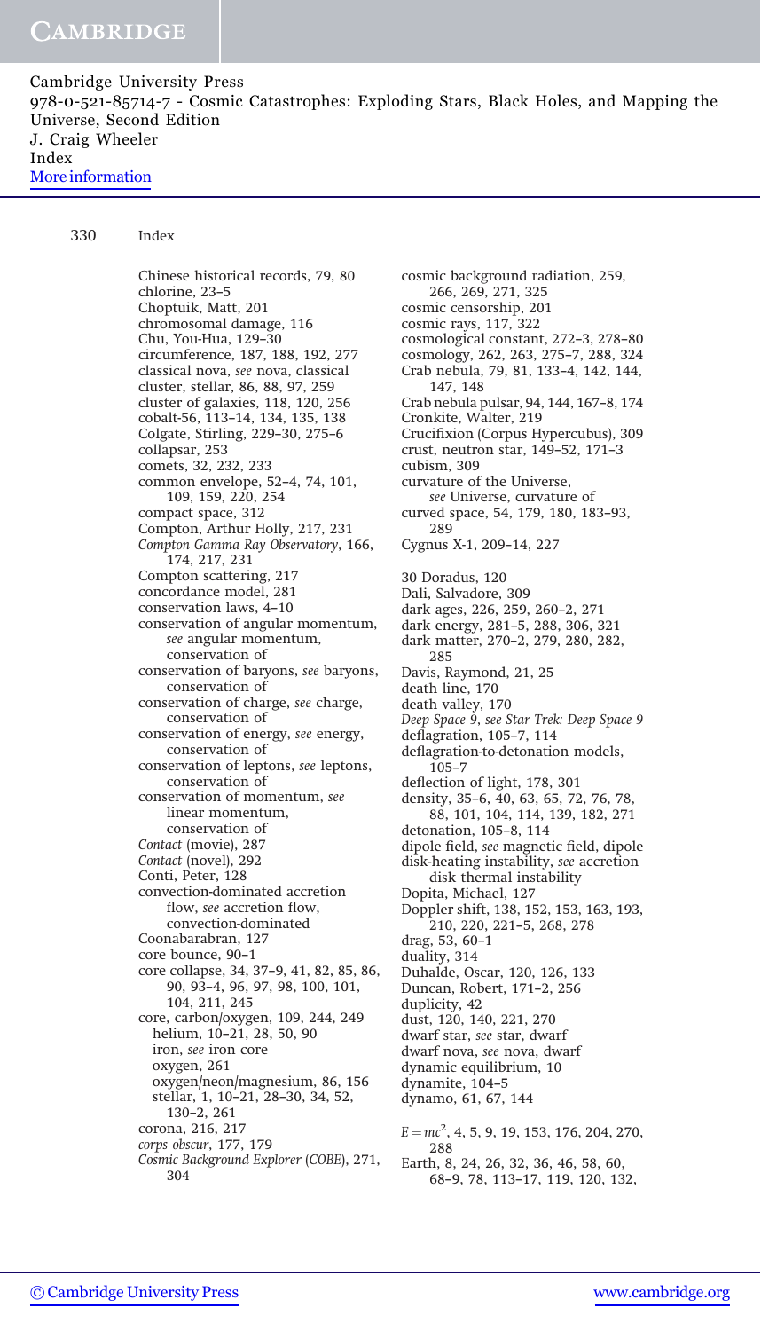Chinese historical records, 79, 80
chlorine, 23–5
Choptuik, Matt, 201
chromosomal damage, 116
Chu, You-Hua, 129–30
circumference, 187, 188, 192, 277
classical nova, *see* nova, classical
cluster, stellar, 86, 88, 97, 259
cluster of galaxies, 118, 120, 256
cobalt-56, 113–14, 134, 135, 138
Colgate, Stirling, 229–30, 275–6
collapsar, 253
comets, 32, 232, 233
common envelope, 52–4, 74, 101, 109, 159, 220, 254
compact space, 312
Compton, Arthur Holly, 217, 231
*Compton Gamma Ray Observatory*, 166, 174, 217, 231
Compton scattering, 217
concordance model, 281
conservation laws, 4–10
conservation of angular momentum, *see* angular momentum, conservation of
conservation of baryons, *see* baryons, conservation of
conservation of charge, *see* charge, conservation of
conservation of energy, *see* energy, conservation of
conservation of leptons, *see* leptons, conservation of
conservation of momentum, *see* linear momentum, conservation of
*Contact* (movie), 287
*Contact* (novel), 292
Conti, Peter, 128
convection-dominated accretion flow, *see* accretion flow, convection-dominated
Coonabarabran, 127
core bounce, 90–1
core collapse, 34, 37–9, 41, 82, 85, 86, 90, 93–4, 96, 97, 98, 100, 101, 104, 211, 245
core, carbon/oxygen, 109, 244, 249
helium, 10–21, 28, 50, 90
iron, *see* iron core
oxygen, 261
oxygen/neon/magnesium, 86, 156
stellar, 1, 10–21, 28–30, 34, 52, 130–2, 261
corona, 216, 217
*corps obscur*, 177, 179
*Cosmic Background Explorer* (*COBE*), 271, 304
cosmic background radiation, 259, 266, 269, 271, 325
cosmic censorship, 201
cosmic rays, 117, 322
cosmological constant, 272–3, 278–80
cosmology, 262, 263, 275–7, 288, 324
Crab nebula, 79, 81, 133–4, 142, 144, 147, 148
Crab nebula pulsar, 94, 144, 167–8, 174
Cronkite, Walter, 219
Crucifixion (Corpus Hypercubus), 309
crust, neutron star, 149–52, 171–3
cubism, 309
curvature of the Universe, *see* Universe, curvature of
curved space, 54, 179, 180, 183–93, 289
Cygnus X-1, 209–14, 227

30 Doradus, 120
Dali, Salvadore, 309
dark ages, 226, 259, 260–2, 271
dark energy, 281–5, 288, 306, 321
dark matter, 270–2, 279, 280, 282, 285
Davis, Raymond, 21, 25
death line, 170
death valley, 170
*Deep Space 9*, *see Star Trek: Deep Space 9*
deflagration, 105–7, 114
deflagration-to-detonation models, 105–7
deflection of light, 178, 301
density, 35–6, 40, 63, 65, 72, 76, 78, 88, 101, 104, 114, 139, 182, 271
detonation, 105–8, 114
dipole field, *see* magnetic field, dipole
disk-heating instability, *see* accretion disk thermal instability
Dopita, Michael, 127
Doppler shift, 138, 152, 153, 163, 193, 210, 220, 221–5, 268, 278
drag, 53, 60–1
duality, 314
Duhalde, Oscar, 120, 126, 133
Duncan, Robert, 171–2, 256
duplicity, 42
dust, 120, 140, 221, 270
dwarf star, *see* star, dwarf
dwarf nova, *see* nova, dwarf
dynamic equilibrium, 10
dynamite, 104–5
dynamo, 61, 67, 144

$E = mc^2$, 4, 5, 9, 19, 153, 176, 204, 270, 288
Earth, 8, 24, 26, 32, 36, 46, 58, 60, 68–9, 78, 113–17, 119, 120, 132,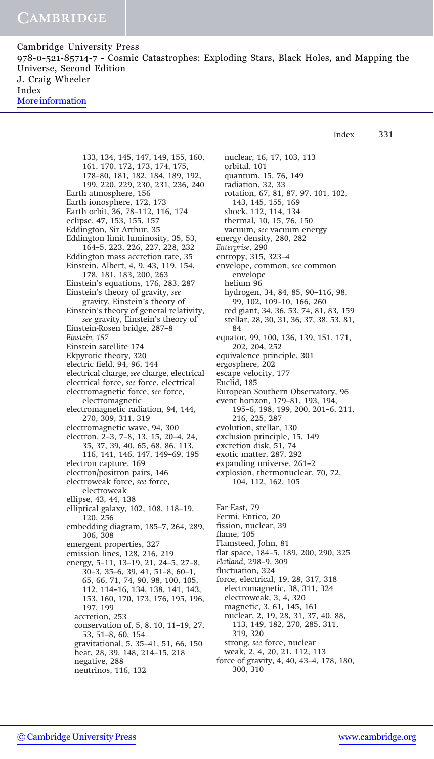133, 134, 145, 147, 149, 155, 160, 161, 170, 172, 173, 174, 175, 178–80, 181, 182, 184, 189, 192, 199, 220, 229, 230, 231, 236, 240
Earth atmosphere, 156
Earth ionosphere, 172, 173
Earth orbit, 36, 78–112, 116, 174
eclipse, 47, 153, 155, 157
Eddington, Sir Arthur, 35
Eddington limit luminosity, 35, 53, 164–5, 223, 226, 227, 228, 232
Eddington mass accretion rate, 35
Einstein, Albert, 4, 9, 43, 119, 154, 178, 181, 183, 200, 263
Einstein's equations, 176, 283, 287
Einstein's theory of gravity, *see* gravity, Einstein's theory of
Einstein's theory of general relativity, *see* gravity, Einstein's theory of
Einstein-Rosen bridge, 287–8
*Einstein*, 157
Einstein satellite 174
Ekpyrotic theory, 320
electric field, 94, 96, 144
electrical charge, *see* charge, electrical
electrical force, *see* force, electrical
electromagnetic force, *see* force, electromagnetic
electromagnetic radiation, 94, 144, 270, 309, 311, 319
electromagnetic wave, 94, 300
electron, 2–3, 7–8, 13, 15, 20–4, 24, 35, 37, 39, 40, 65, 68, 86, 113, 116, 141, 146, 147, 149–69, 195
electron capture, 169
electron/positron pairs, 146
electroweak force, *see* force, electroweak
ellipse, 43, 44, 138
elliptical galaxy, 102, 108, 118–19, 120, 256
embedding diagram, 185–7, 264, 289, 306, 308
emergent properties, 327
emission lines, 128, 216, 219
energy, 5–11, 13–19, 21, 24–5, 27–8, 30–3, 35–6, 39, 41, 51–8, 60–1, 65, 66, 71, 74, 90, 98, 100, 105, 112, 114–16, 134, 138, 141, 143, 153, 160, 170, 173, 176, 195, 196, 197, 199
  accretion, 253
  conservation of, 5, 8, 10, 11–19, 27, 53, 51–8, 60, 154
  gravitational, 5, 35–41, 51, 66, 150
  heat, 28, 39, 148, 214–15, 218
  negative, 288
  neutrinos, 116, 132
  nuclear, 16, 17, 103, 113
  orbital, 101
  quantum, 15, 76, 149
  radiation, 32, 33
  rotation, 67, 81, 87, 97, 101, 102, 143, 145, 155, 169
  shock, 112, 114, 134
  thermal, 10, 15, 76, 150
  vacuum, *see* vacuum energy
energy density, 280, 282
*Enterprise*, 290
entropy, 315, 323–4
envelope, common, *see* common envelope
  helium 96
  hydrogen, 34, 84, 85, 90–116, 98, 99, 102, 109–10, 166, 260
  red giant, 34, 36, 53, 74, 81, 83, 159
  stellar, 28, 30, 31, 36, 37, 38, 53, 81, 84
equator, 99, 100, 136, 139, 151, 171, 202, 204, 252
equivalence principle, 301
ergosphere, 202
escape velocity, 177
Euclid, 185
European Southern Observatory, 96
event horizon, 179–81, 193, 194, 195–6, 198, 199, 200, 201–6, 211, 216, 225, 287
evolution, stellar, 130
exclusion principle, 15, 149
excretion disk, 51, 74
exotic matter, 287, 292
expanding universe, 261–2
explosion, thermonuclear, 70, 72, 104, 112, 162, 105

Far East, 79
Fermi, Enrico, 20
fission, nuclear, 39
flame, 105
Flamsteed, John, 81
flat space, 184–5, 189, 200, 290, 325
*Flatland*, 298–9, 309
fluctuation, 324
force, electrical, 19, 28, 317, 318
  electromagnetic, 38, 311, 324
  electroweak, 3, 4, 320
  magnetic, 3, 61, 145, 161
  nuclear, 2, 19, 28, 31, 37, 40, 88, 113, 149, 182, 270, 285, 311, 319, 320
  strong, *see* force, nuclear
  weak, 2, 4, 20, 21, 112, 113
force of gravity, 4, 40, 43–4, 178, 180, 300, 310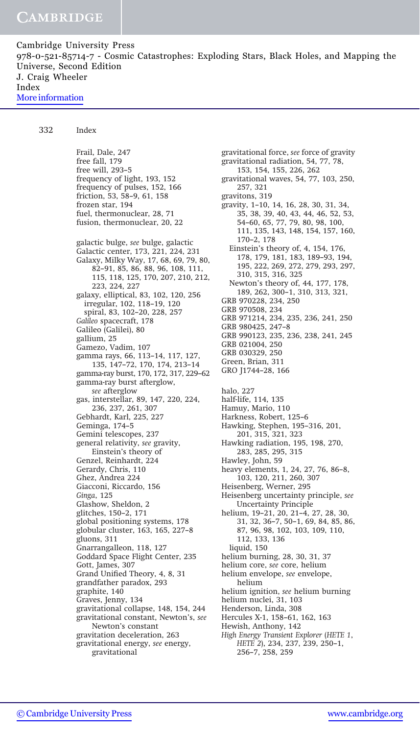Frail, Dale, 247
free fall, 179
free will, 293–5
frequency of light, 193, 152
frequency of pulses, 152, 166
friction, 53, 58–9, 61, 158
frozen star, 194
fuel, thermonuclear, 28, 71
fusion, thermonuclear, 20, 22

galactic bulge, *see* bulge, galactic
Galactic center, 173, 221, 224, 231
Galaxy, Milky Way, 17, 68, 69, 79, 80, 82–91, 85, 86, 88, 96, 108, 111, 115, 118, 125, 170, 207, 210, 212, 223, 224, 227
galaxy, elliptical, 83, 102, 120, 256
  irregular, 102, 118–19, 120
  spiral, 83, 102–20, 228, 257
*Galileo* spacecraft, 178
Galileo (Galilei), 80
gallium, 25
Gamezo, Vadim, 107
gamma rays, 66, 113–14, 117, 127, 135, 147–72, 170, 174, 213–14
gamma-ray burst, 170, 172, 317, 229–62
gamma-ray burst afterglow, *see* afterglow
gas, interstellar, 89, 147, 220, 224, 236, 237, 261, 307
Gebhardt, Karl, 225, 227
Geminga, 174–5
Gemini telescopes, 237
general relativity, *see* gravity, Einstein's theory of
Genzel, Reinhardt, 224
Gerardy, Chris, 110
Ghez, Andrea 224
Giacconi, Riccardo, 156
*Ginga*, 125
Glashow, Sheldon, 2
glitches, 150–2, 171
global positioning systems, 178
globular cluster, 163, 165, 227–8
gluons, 311
Gnarrangalleon, 118, 127
Goddard Space Flight Center, 235
Gott, James, 307
Grand Unified Theory, 4, 8, 31
grandfather paradox, 293
graphite, 140
Graves, Jenny, 134
gravitational collapse, 148, 154, 244
gravitational constant, Newton's, *see* Newton's constant
gravitation deceleration, 263
gravitational energy, *see* energy, gravitational
gravitational force, *see* force of gravity
gravitational radiation, 54, 77, 78, 153, 154, 155, 226, 262
gravitational waves, 54, 77, 103, 250, 257, 321
gravitons, 319
gravity, 1–10, 14, 16, 28, 30, 31, 34, 35, 38, 39, 40, 43, 44, 46, 52, 53, 54–60, 65, 77, 79, 80, 98, 100, 111, 135, 143, 148, 154, 157, 160, 170–2, 178
  Einstein's theory of, 4, 154, 176, 178, 179, 181, 183, 189–93, 194, 195, 222, 269, 272, 279, 293, 297, 310, 315, 316, 325
  Newton's theory of, 44, 177, 178, 189, 262, 300–1, 310, 313, 321,
GRB 970228, 234, 250
GRB 970508, 234
GRB 971214, 234, 235, 236, 241, 250
GRB 980425, 247–8
GRB 990123, 235, 236, 238, 241, 245
GRB 021004, 250
GRB 030329, 250
Green, Brian, 311
GRO J1744–28, 166

halo, 227
half-life, 114, 135
Hamuy, Mario, 110
Harkness, Robert, 125–6
Hawking, Stephen, 195–316, 201, 201, 315, 321, 323
Hawking radiation, 195, 198, 270, 283, 285, 295, 315
Hawley, John, 59
heavy elements, 1, 24, 27, 76, 86–8, 103, 120, 211, 260, 307
Heisenberg, Werner, 295
Heisenberg uncertainty principle, *see* Uncertainty Principle
helium, 19–21, 20, 21–4, 27, 28, 30, 31, 32, 36–7, 50–1, 69, 84, 85, 86, 87, 96, 98, 102, 103, 109, 110, 112, 133, 136
  liquid, 150
helium burning, 28, 30, 31, 37
helium core, *see* core, helium
helium envelope, *see* envelope, helium
helium ignition, *see* helium burning
helium nuclei, 31, 103
Henderson, Linda, 308
Hercules X-1, 158–61, 162, 163
Hewish, Anthony, 142
*High Energy Transient Explorer* (*HETE 1*, *HETE 2*), 234, 237, 239, 250–1, 256–7, 258, 259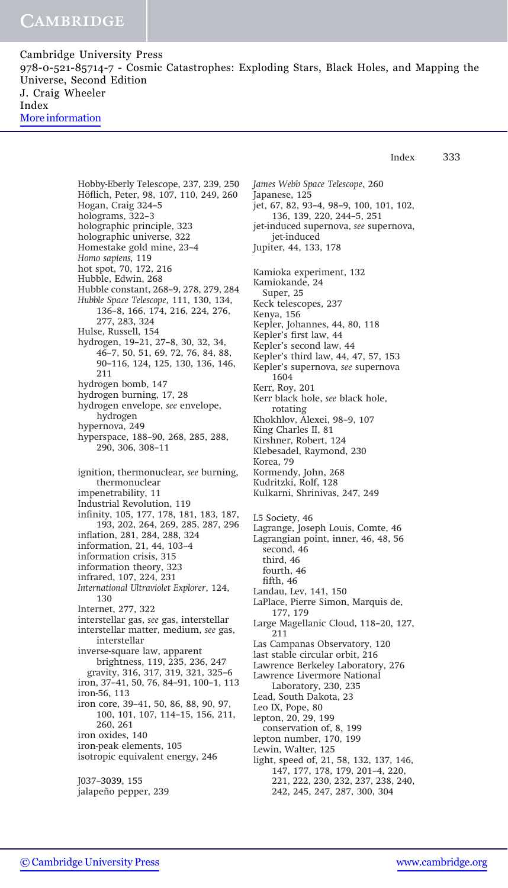Hobby-Eberly Telescope, 237, 239, 250
Höflich, Peter, 98, 107, 110, 249, 260
Hogan, Craig 324–5
holograms, 322–3
holographic principle, 323
holographic universe, 322
Homestake gold mine, 23–4
*Homo sapiens,* 119
hot spot, 70, 172, 216
Hubble, Edwin, 268
Hubble constant, 268–9, 278, 279, 284
*Hubble Space Telescope*, 111, 130, 134, 136–8, 166, 174, 216, 224, 276, 277, 283, 324
Hulse, Russell, 154
hydrogen, 19–21, 27–8, 30, 32, 34, 46–7, 50, 51, 69, 72, 76, 84, 88, 90–116, 124, 125, 130, 136, 146, 211
hydrogen bomb, 147
hydrogen burning, 17, 28
hydrogen envelope, *see* envelope, hydrogen
hypernova, 249
hyperspace, 188–90, 268, 285, 288, 290, 306, 308–11

ignition, thermonuclear, *see* burning, thermonuclear
impenetrability, 11
Industrial Revolution, 119
infinity, 105, 177, 178, 181, 183, 187, 193, 202, 264, 269, 285, 287, 296
inflation, 281, 284, 288, 324
information, 21, 44, 103–4
information crisis, 315
information theory, 323
infrared, 107, 224, 231
*International Ultraviolet Explorer*, 124, 130
Internet, 277, 322
interstellar gas, *see* gas, interstellar
interstellar matter, medium, *see* gas, interstellar
inverse-square law, apparent brightness, 119, 235, 236, 247
  gravity, 316, 317, 319, 321, 325–6
iron, 37–41, 50, 76, 84–91, 100–1, 113
iron-56, 113
iron core, 39–41, 50, 86, 88, 90, 97, 100, 101, 107, 114–15, 156, 211, 260, 261
iron oxides, 140
iron-peak elements, 105
isotropic equivalent energy, 246

J037–3039, 155
jalapeño pepper, 239

*James Webb Space Telescope*, 260
Japanese, 125
jet, 67, 82, 93–4, 98–9, 100, 101, 102, 136, 139, 220, 244–5, 251
jet-induced supernova, *see* supernova, jet-induced
Jupiter, 44, 133, 178

Kamioka experiment, 132
Kamiokande, 24
  Super, 25
Keck telescopes, 237
Kenya, 156
Kepler, Johannes, 44, 80, 118
Kepler's first law, 44
Kepler's second law, 44
Kepler's third law, 44, 47, 57, 153
Kepler's supernova, *see* supernova 1604
Kerr, Roy, 201
Kerr black hole, *see* black hole, rotating
Khokhlov, Alexei, 98–9, 107
King Charles II, 81
Kirshner, Robert, 124
Klebesadel, Raymond, 230
Korea, 79
Kormendy, John, 268
Kudritzki, Rolf, 128
Kulkarni, Shrinivas, 247, 249

L5 Society, 46
Lagrange, Joseph Louis, Comte, 46
Lagrangian point, inner, 46, 48, 56
  second, 46
  third, 46
  fourth, 46
  fifth, 46
Landau, Lev, 141, 150
LaPlace, Pierre Simon, Marquis de, 177, 179
Large Magellanic Cloud, 118–20, 127, 211
Las Campanas Observatory, 120
last stable circular orbit, 216
Lawrence Berkeley Laboratory, 276
Lawrence Livermore National Laboratory, 230, 235
Lead, South Dakota, 23
Leo IX, Pope, 80
lepton, 20, 29, 199
  conservation of, 8, 199
lepton number, 170, 199
Lewin, Walter, 125
light, speed of, 21, 58, 132, 137, 146, 147, 177, 178, 179, 201–4, 220, 221, 222, 230, 232, 237, 238, 240, 242, 245, 247, 287, 300, 304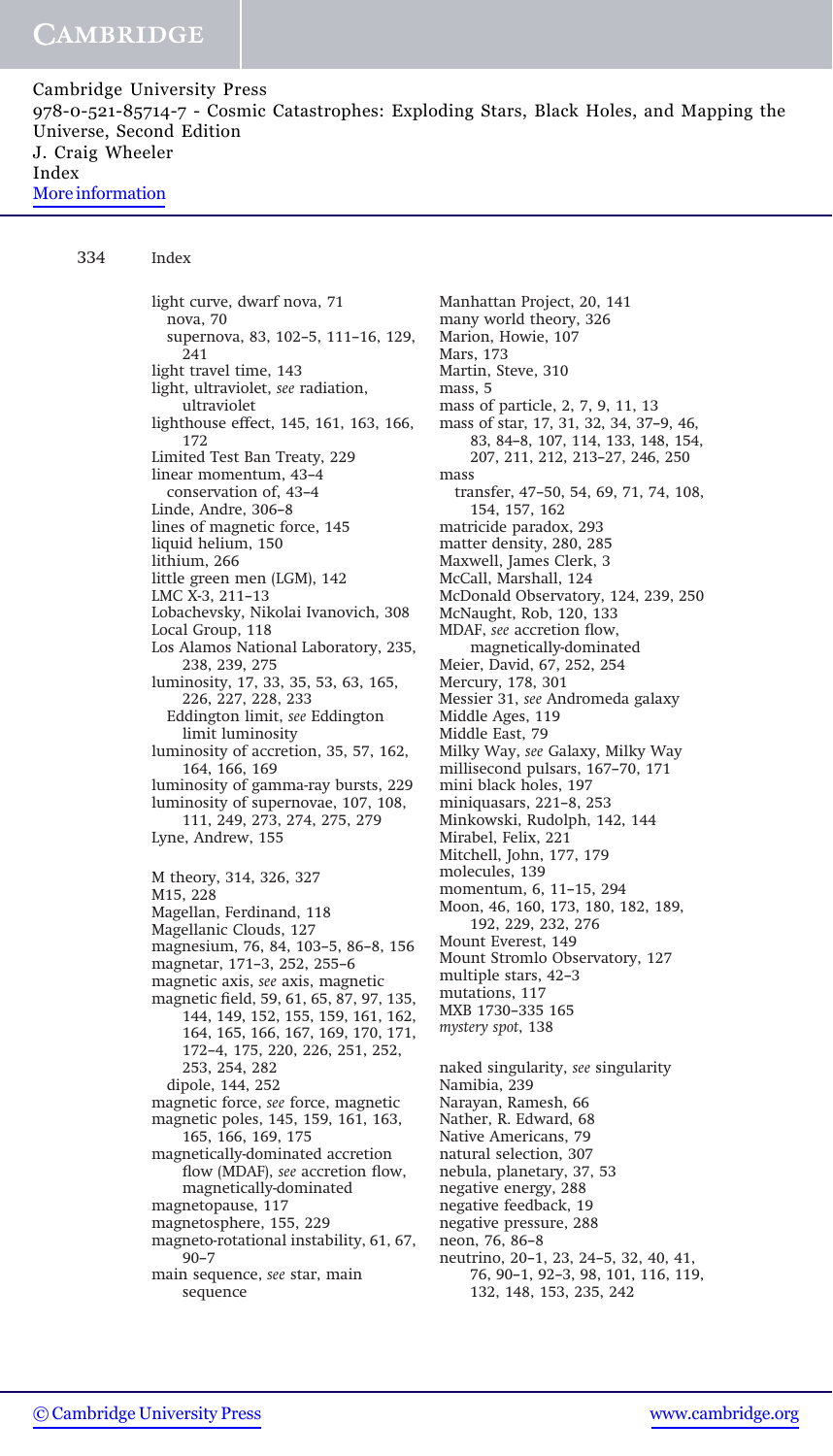light curve, dwarf nova, 71
  nova, 70
  supernova, 83, 102–5, 111–16, 129, 241
light travel time, 143
light, ultraviolet, *see* radiation, ultraviolet
lighthouse effect, 145, 161, 163, 166, 172
Limited Test Ban Treaty, 229
linear momentum, 43–4
  conservation of, 43–4
Linde, Andre, 306–8
lines of magnetic force, 145
liquid helium, 150
lithium, 266
little green men (LGM), 142
LMC X-3, 211–13
Lobachevsky, Nikolai Ivanovich, 308
Local Group, 118
Los Alamos National Laboratory, 235, 238, 239, 275
luminosity, 17, 33, 35, 53, 63, 165, 226, 227, 228, 233
  Eddington limit, *see* Eddington limit luminosity
luminosity of accretion, 35, 57, 162, 164, 166, 169
luminosity of gamma-ray bursts, 229
luminosity of supernovae, 107, 108, 111, 249, 273, 274, 275, 279
Lyne, Andrew, 155

M theory, 314, 326, 327
M15, 228
Magellan, Ferdinand, 118
Magellanic Clouds, 127
magnesium, 76, 84, 103–5, 86–8, 156
magnetar, 171–3, 252, 255–6
magnetic axis, *see* axis, magnetic
magnetic field, 59, 61, 65, 87, 97, 135, 144, 149, 152, 155, 159, 161, 162, 164, 165, 166, 167, 169, 170, 171, 172–4, 175, 220, 226, 251, 252, 253, 254, 282
  dipole, 144, 252
magnetic force, *see* force, magnetic
magnetic poles, 145, 159, 161, 163, 165, 166, 169, 175
magnetically-dominated accretion flow (MDAF), *see* accretion flow, magnetically-dominated
magnetopause, 117
magnetosphere, 155, 229
magneto-rotational instability, 61, 67, 90–7
main sequence, *see* star, main sequence

Manhattan Project, 20, 141
many world theory, 326
Marion, Howie, 107
Mars, 173
Martin, Steve, 310
mass, 5
mass of particle, 2, 7, 9, 11, 13
mass of star, 17, 31, 32, 34, 37–9, 46, 83, 84–8, 107, 114, 133, 148, 154, 207, 211, 212, 213–27, 246, 250
mass
  transfer, 47–50, 54, 69, 71, 74, 108, 154, 157, 162
matricide paradox, 293
matter density, 280, 285
Maxwell, James Clerk, 3
McCall, Marshall, 124
McDonald Observatory, 124, 239, 250
McNaught, Rob, 120, 133
MDAF, *see* accretion flow, magnetically-dominated
Meier, David, 67, 252, 254
Mercury, 178, 301
Messier 31, *see* Andromeda galaxy
Middle Ages, 119
Middle East, 79
Milky Way, *see* Galaxy, Milky Way
millisecond pulsars, 167–70, 171
mini black holes, 197
miniquasars, 221–8, 253
Minkowski, Rudolph, 142, 144
Mirabel, Felix, 221
Mitchell, John, 177, 179
molecules, 139
momentum, 6, 11–15, 294
Moon, 46, 160, 173, 180, 182, 189, 192, 229, 232, 276
Mount Everest, 149
Mount Stromlo Observatory, 127
multiple stars, 42–3
mutations, 117
MXB 1730–335 165
*mystery spot*, 138

naked singularity, *see* singularity
Namibia, 239
Narayan, Ramesh, 66
Nather, R. Edward, 68
Native Americans, 79
natural selection, 307
nebula, planetary, 37, 53
negative energy, 288
negative feedback, 19
negative pressure, 288
neon, 76, 86–8
neutrino, 20–1, 23, 24–5, 32, 40, 41, 76, 90–1, 92–3, 98, 101, 116, 119, 132, 148, 153, 235, 242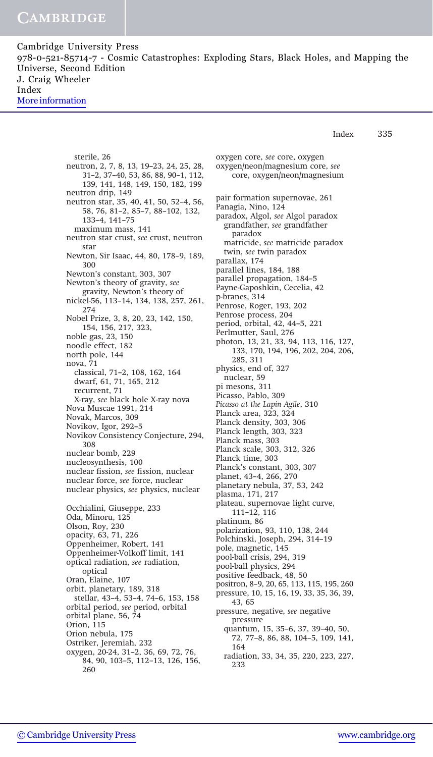sterile, 26
neutron, 2, 7, 8, 13, 19–23, 24, 25, 28, 31–2, 37–40, 53, 86, 88, 90–1, 112, 139, 141, 148, 149, 150, 182, 199
neutron drip, 149
neutron star, 35, 40, 41, 50, 52–4, 56, 58, 76, 81–2, 85–7, 88–102, 132, 133–4, 141–75
  maximum mass, 141
neutron star crust, *see* crust, neutron star
Newton, Sir Isaac, 44, 80, 178–9, 189, 300
Newton's constant, 303, 307
Newton's theory of gravity, *see* gravity, Newton's theory of
nickel-56, 113–14, 134, 138, 257, 261, 274
Nobel Prize, 3, 8, 20, 23, 142, 150, 154, 156, 217, 323,
noble gas, 23, 150
noodle effect, 182
north pole, 144
nova, 71
  classical, 71–2, 108, 162, 164
  dwarf, 61, 71, 165, 212
  recurrent, 71
  X-ray, *see* black hole X-ray nova
Nova Muscae 1991, 214
Novak, Marcos, 309
Novikov, Igor, 292–5
Novikov Consistency Conjecture, 294, 308
nuclear bomb, 229
nucleosynthesis, 100
nuclear fission, *see* fission, nuclear
nuclear force, *see* force, nuclear
nuclear physics, *see* physics, nuclear

Occhialini, Giuseppe, 233
Oda, Minoru, 125
Olson, Roy, 230
opacity, 63, 71, 226
Oppenheimer, Robert, 141
Oppenheimer-Volkoff limit, 141
optical radiation, *see* radiation, optical
Oran, Elaine, 107
orbit, planetary, 189, 318
  stellar, 43–4, 53–4, 74–6, 153, 158
orbital period, *see* period, orbital
orbital plane, 56, 74
Orion, 115
Orion nebula, 175
Ostriker, Jeremiah, 232
oxygen, 20-24, 31–2, 36, 69, 72, 76, 84, 90, 103–5, 112–13, 126, 156, 260
oxygen core, *see* core, oxygen
oxygen/neon/magnesium core, *see* core, oxygen/neon/magnesium

pair formation supernovae, 261
Panagia, Nino, 124
paradox, Algol, *see* Algol paradox
  grandfather, *see* grandfather paradox
  matricide, *see* matricide paradox
  twin, *see* twin paradox
parallax, 174
parallel lines, 184, 188
parallel propagation, 184–5
Payne-Gaposhkin, Cecelia, 42
p-branes, 314
Penrose, Roger, 193, 202
Penrose process, 204
period, orbital, 42, 44–5, 221
Perlmutter, Saul, 276
photon, 13, 21, 33, 94, 113, 116, 127, 133, 170, 194, 196, 202, 204, 206, 285, 311
physics, end of, 327
  nuclear, 59
pi mesons, 311
Picasso, Pablo, 309
*Picasso at the Lapin Agile*, 310
Planck area, 323, 324
Planck density, 303, 306
Planck length, 303, 323
Planck mass, 303
Planck scale, 303, 312, 326
Planck time, 303
Planck's constant, 303, 307
planet, 43–4, 266, 270
planetary nebula, 37, 53, 242
plasma, 171, 217
plateau, supernovae light curve, 111–12, 116
platinum, 86
polarization, 93, 110, 138, 244
Polchinski, Joseph, 294, 314–19
pole, magnetic, 145
pool-ball crisis, 294, 319
pool-ball physics, 294
positive feedback, 48, 50
positron, 8–9, 20, 65, 113, 115, 195, 260
pressure, 10, 15, 16, 19, 33, 35, 36, 39, 43, 65
pressure, negative, *see* negative pressure
  quantum, 15, 35–6, 37, 39–40, 50, 72, 77–8, 86, 88, 104–5, 109, 141, 164
  radiation, 33, 34, 35, 220, 223, 227, 233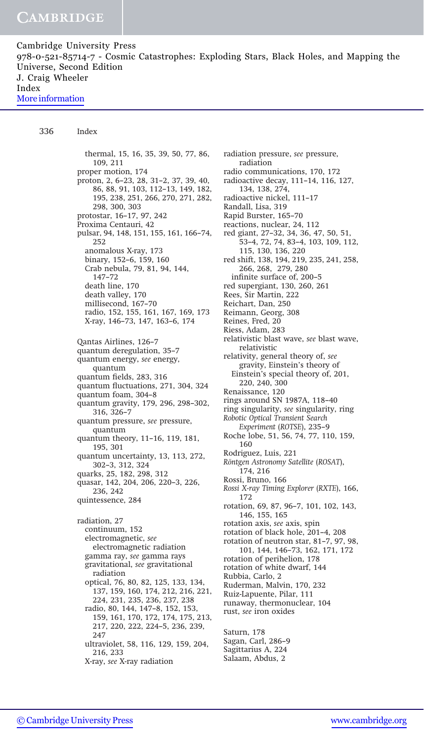thermal, 15, 16, 35, 39, 50, 77, 86, 109, 211
proper motion, 174
proton, 2, 6–23, 28, 31–2, 37, 39, 40, 86, 88, 91, 103, 112–13, 149, 182, 195, 238, 251, 266, 270, 271, 282, 298, 300, 303
protostar, 16–17, 97, 242
Proxima Centauri, 42
pulsar, 94, 148, 151, 155, 161, 166–74, 252
  anomalous X-ray, 173
  binary, 152–6, 159, 160
  Crab nebula, 79, 81, 94, 144, 147–72
  death line, 170
  death valley, 170
  millisecond, 167–70
  radio, 152, 155, 161, 167, 169, 173
  X-ray, 146–73, 147, 163–6, 174

Qantas Airlines, 126–7
quantum deregulation, 35–7
quantum energy, *see* energy, quantum
quantum fields, 283, 316
quantum fluctuations, 271, 304, 324
quantum foam, 304–8
quantum gravity, 179, 296, 298–302, 316, 326–7
quantum pressure, *see* pressure, quantum
quantum theory, 11–16, 119, 181, 195, 301
quantum uncertainty, 13, 113, 272, 302–3, 312, 324
quarks, 25, 182, 298, 312
quasar, 142, 204, 206, 220–3, 226, 236, 242
quintessence, 284

radiation, 27
  continuum, 152
  electromagnetic, *see* electromagnetic radiation
  gamma ray, *see* gamma rays
  gravitational, *see* gravitational radiation
  optical, 76, 80, 82, 125, 133, 134, 137, 159, 160, 174, 212, 216, 221, 224, 231, 235, 236, 237, 238
  radio, 80, 144, 147–8, 152, 153, 159, 161, 170, 172, 174, 175, 213, 217, 220, 222, 224–5, 236, 239, 247
  ultraviolet, 58, 116, 129, 159, 204, 216, 233
  X-ray, *see* X-ray radiation
radiation pressure, *see* pressure, radiation
radio communications, 170, 172
radioactive decay, 111–14, 116, 127, 134, 138, 274,
radioactive nickel, 111–17
Randall, Lisa, 319
Rapid Burster, 165–70
reactions, nuclear, 24, 112
red giant, 27–32, 34, 36, 47, 50, 51, 53–4, 72, 74, 83–4, 103, 109, 112, 115, 130, 136, 220
red shift, 138, 194, 219, 235, 241, 258, 266, 268, 279, 280
  infinite surface of, 200–5
red supergiant, 130, 260, 261
Rees, Sir Martin, 222
Reichart, Dan, 250
Reimann, Georg, 308
Reines, Fred, 20
Riess, Adam, 283
relativistic blast wave, *see* blast wave, relativistic
relativity, general theory of, *see* gravity, Einstein's theory of
  Einstein's special theory of, 201, 220, 240, 300
Renaissance, 120
rings around SN 1987A, 118–40
ring singularity, *see* singularity, ring
*Robotic Optical Transient Search Experiment* (*ROTSE*), 235–9
Roche lobe, 51, 56, 74, 77, 110, 159, 160
Rodriguez, Luis, 221
*Röntgen Astronomy Satellite* (*ROSAT*), 174, 216
Rossi, Bruno, 166
*Rossi X-ray Timing Explorer* (*RXTE*), 166, 172
rotation, 69, 87, 96–7, 101, 102, 143, 146, 155, 165
rotation axis, *see* axis, spin
rotation of black hole, 201–4, 208
rotation of neutron star, 81–7, 97, 98, 101, 144, 146–73, 162, 171, 172
rotation of perihelion, 178
rotation of white dwarf, 144
Rubbia, Carlo, 2
Ruderman, Malvin, 170, 232
Ruiz-Lapuente, Pilar, 111
runaway, thermonuclear, 104
rust, *see* iron oxides

Saturn, 178
Sagan, Carl, 286–9
Sagittarius A, 224
Salaam, Abdus, 2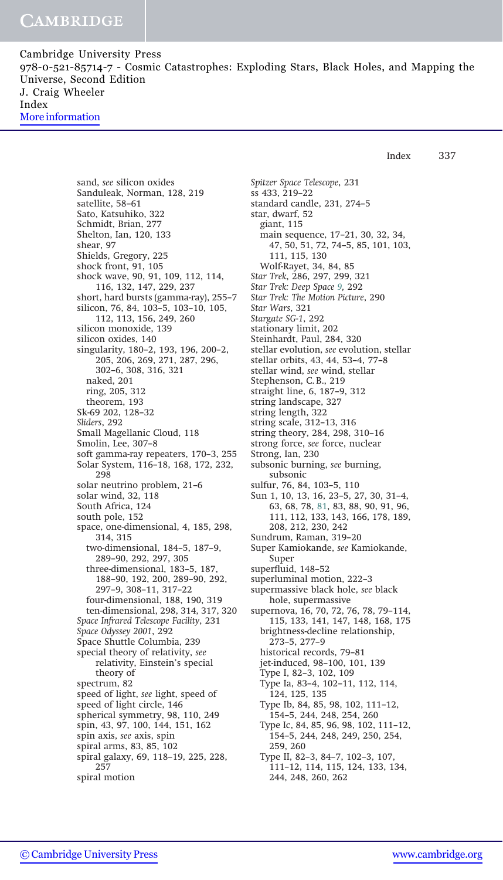sand, *see* silicon oxides
Sanduleak, Norman, 128, 219
satellite, 58–61
Sato, Katsuhiko, 322
Schmidt, Brian, 277
Shelton, Ian, 120, 133
shear, 97
Shields, Gregory, 225
shock front, 91, 105
shock wave, 90, 91, 109, 112, 114, 116, 132, 147, 229, 237
short, hard bursts (gamma-ray), 255–7
silicon, 76, 84, 103–5, 103–10, 105, 112, 113, 156, 249, 260
silicon monoxide, 139
silicon oxides, 140
singularity, 180–2, 193, 196, 200–2, 205, 206, 269, 271, 287, 296, 302–6, 308, 316, 321
  naked, 201
  ring, 205, 312
  theorem, 193
Sk-69 202, 128–32
*Sliders*, 292
Small Magellanic Cloud, 118
Smolin, Lee, 307–8
soft gamma-ray repeaters, 170–3, 255
Solar System, 116–18, 168, 172, 232, 298
solar neutrino problem, 21–6
solar wind, 32, 118
South Africa, 124
south pole, 152
space, one-dimensional, 4, 185, 298, 314, 315
  two-dimensional, 184–5, 187–9, 289–90, 292, 297, 305
  three-dimensional, 183–5, 187, 188–90, 192, 200, 289–90, 292, 297–9, 308–11, 317–22
  four-dimensional, 188, 190, 319
  ten-dimensional, 298, 314, 317, 320
*Space Infrared Telescope Facility*, 231
*Space Odyssey 2001*, 292
Space Shuttle Columbia, 239
special theory of relativity, *see* relativity, Einstein's special theory of
spectrum, 82
speed of light, *see* light, speed of
speed of light circle, 146
spherical symmetry, 98, 110, 249
spin, 43, 97, 100, 144, 151, 162
spin axis, *see* axis, spin
spiral arms, 83, 85, 102
spiral galaxy, 69, 118–19, 225, 228, 257
spiral motion
*Spitzer Space Telescope*, 231
ss 433, 219–22
standard candle, 231, 274–5
star, dwarf, 52
  giant, 115
  main sequence, 17–21, 30, 32, 34, 47, 50, 51, 72, 74–5, 85, 101, 103, 111, 115, 130
  Wolf-Rayet, 34, 84, 85
*Star Trek*, 286, 297, 299, 321
*Star Trek: Deep Space 9*, 292
*Star Trek: The Motion Picture*, 290
*Star Wars*, 321
*Stargate SG-1*, 292
stationary limit, 202
Steinhardt, Paul, 284, 320
stellar evolution, *see* evolution, stellar
stellar orbits, 43, 44, 53–4, 77–8
stellar wind, *see* wind, stellar
Stephenson, C.B., 219
straight line, 6, 187–9, 312
string landscape, 327
string length, 322
string scale, 312–13, 316
string theory, 284, 298, 310–16
strong force, *see* force, nuclear
Strong, Ian, 230
subsonic burning, *see* burning, subsonic
sulfur, 76, 84, 103–5, 110
Sun 1, 10, 13, 16, 23–5, 27, 30, 31–4, 63, 68, 78, 81, 83, 88, 90, 91, 96, 111, 112, 133, 143, 166, 178, 189, 208, 212, 230, 242
Sundrum, Raman, 319–20
Super Kamiokande, *see* Kamiokande, Super
superfluid, 148–52
superluminal motion, 222–3
supermassive black hole, *see* black hole, supermassive
supernova, 16, 70, 72, 76, 78, 79–114, 115, 133, 141, 147, 148, 168, 175
  brightness-decline relationship, 273–5, 277–9
  historical records, 79–81
  jet-induced, 98–100, 101, 139
  Type I, 82–3, 102, 109
  Type Ia, 83–4, 102–11, 112, 114, 124, 125, 135
  Type Ib, 84, 85, 98, 102, 111–12, 154–5, 244, 248, 254, 260
  Type Ic, 84, 85, 96, 98, 102, 111–12, 154–5, 244, 248, 249, 250, 254, 259, 260
  Type II, 82–3, 84–7, 102–3, 107, 111–12, 114, 115, 124, 133, 134, 244, 248, 260, 262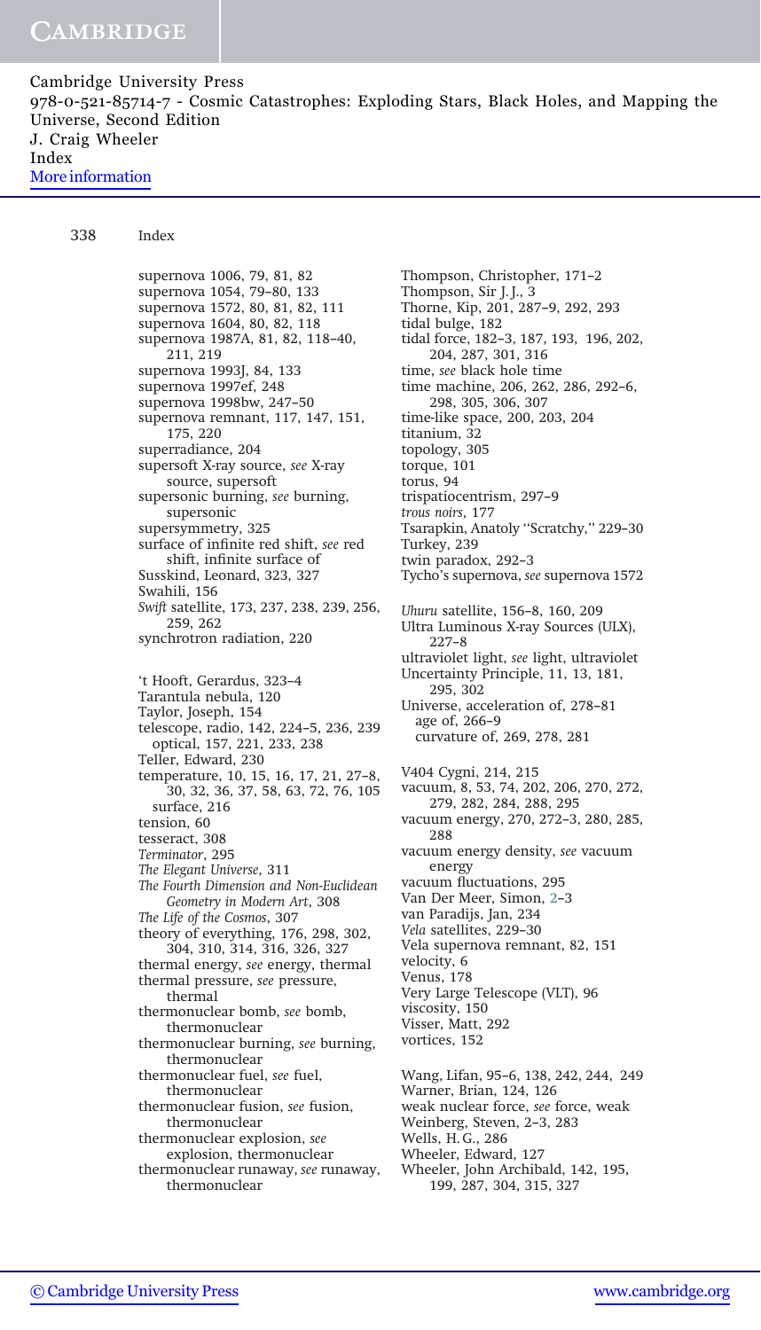supernova 1006, 79, 81, 82
supernova 1054, 79–80, 133
supernova 1572, 80, 81, 82, 111
supernova 1604, 80, 82, 118
supernova 1987A, 81, 82, 118–40, 211, 219
supernova 1993J, 84, 133
supernova 1997ef, 248
supernova 1998bw, 247–50
supernova remnant, 117, 147, 151, 175, 220
superradiance, 204
supersoft X-ray source, *see* X-ray source, supersoft
supersonic burning, *see* burning, supersonic
supersymmetry, 325
surface of infinite red shift, *see* red shift, infinite surface of
Susskind, Leonard, 323, 327
Swahili, 156
*Swift* satellite, 173, 237, 238, 239, 256, 259, 262
synchrotron radiation, 220

't Hooft, Gerardus, 323–4
Tarantula nebula, 120
Taylor, Joseph, 154
telescope, radio, 142, 224–5, 236, 239
  optical, 157, 221, 233, 238
Teller, Edward, 230
temperature, 10, 15, 16, 17, 21, 27–8, 30, 32, 36, 37, 58, 63, 72, 76, 105
  surface, 216
tension, 60
tesseract, 308
*Terminator*, 295
*The Elegant Universe*, 311
*The Fourth Dimension and Non-Euclidean Geometry in Modern Art*, 308
*The Life of the Cosmos*, 307
theory of everything, 176, 298, 302, 304, 310, 314, 316, 326, 327
thermal energy, *see* energy, thermal
thermal pressure, *see* pressure, thermal
thermonuclear bomb, *see* bomb, thermonuclear
thermonuclear burning, *see* burning, thermonuclear
thermonuclear fuel, *see* fuel, thermonuclear
thermonuclear fusion, *see* fusion, thermonuclear
thermonuclear explosion, *see* explosion, thermonuclear
thermonuclear runaway, *see* runaway, thermonuclear
Thompson, Christopher, 171–2
Thompson, Sir J. J., 3
Thorne, Kip, 201, 287–9, 292, 293
tidal bulge, 182
tidal force, 182–3, 187, 193, 196, 202, 204, 287, 301, 316
time, *see* black hole time
time machine, 206, 262, 286, 292–6, 298, 305, 306, 307
time-like space, 200, 203, 204
titanium, 32
topology, 305
torque, 101
torus, 94
trispatiocentrism, 297–9
*trous noirs*, 177
Tsarapkin, Anatoly "Scratchy," 229–30
Turkey, 239
twin paradox, 292–3
Tycho's supernova, *see* supernova 1572

*Uhuru* satellite, 156–8, 160, 209
Ultra Luminous X-ray Sources (ULX), 227–8
ultraviolet light, *see* light, ultraviolet
Uncertainty Principle, 11, 13, 181, 295, 302
Universe, acceleration of, 278–81
  age of, 266–9
  curvature of, 269, 278, 281

V404 Cygni, 214, 215
vacuum, 8, 53, 74, 202, 206, 270, 272, 279, 282, 284, 288, 295
vacuum energy, 270, 272–3, 280, 285, 288
vacuum energy density, *see* vacuum energy
vacuum fluctuations, 295
Van Der Meer, Simon, 2–3
van Paradijs, Jan, 234
*Vela* satellites, 229–30
Vela supernova remnant, 82, 151
velocity, 6
Venus, 178
Very Large Telescope (VLT), 96
viscosity, 150
Visser, Matt, 292
vortices, 152

Wang, Lifan, 95–6, 138, 242, 244, 249
Warner, Brian, 124, 126
weak nuclear force, *see* force, weak
Weinberg, Steven, 2–3, 283
Wells, H. G., 286
Wheeler, Edward, 127
Wheeler, John Archibald, 142, 195, 199, 287, 304, 315, 327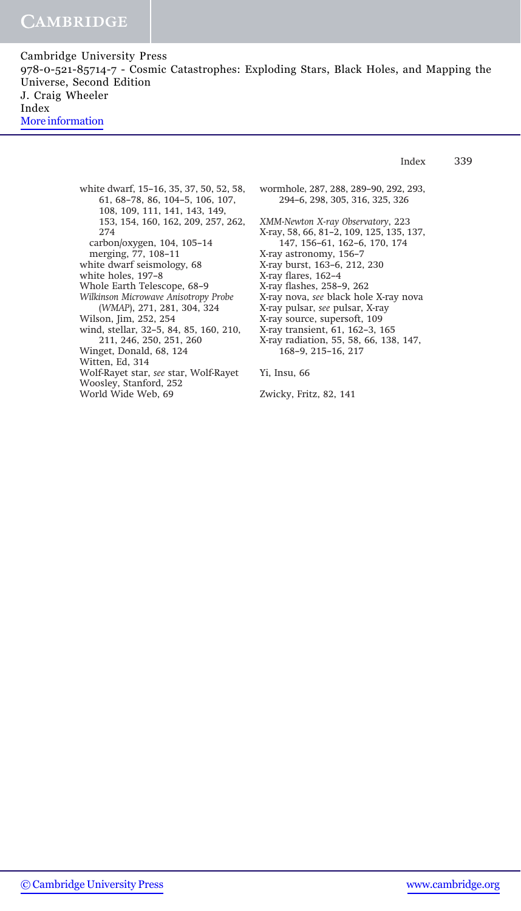white dwarf, 15–16, 35, 37, 50, 52, 58, 61, 68–78, 86, 104–5, 106, 107, 108, 109, 111, 141, 143, 149, 153, 154, 160, 162, 209, 257, 262, 274
  carbon/oxygen, 104, 105–14
  merging, 77, 108–11
white dwarf seismology, 68
white holes, 197–8
Whole Earth Telescope, 68–9
*Wilkinson Microwave Anisotropy Probe* (*WMAP*), 271, 281, 304, 324
Wilson, Jim, 252, 254
wind, stellar, 32–5, 84, 85, 160, 210, 211, 246, 250, 251, 260
Winget, Donald, 68, 124
Witten, Ed, 314
Wolf-Rayet star, *see* star, Wolf-Rayet
Woosley, Stanford, 252
World Wide Web, 69
wormhole, 287, 288, 289–90, 292, 293, 294–6, 298, 305, 316, 325, 326

*XMM-Newton X-ray Observatory*, 223
X-ray, 58, 66, 81–2, 109, 125, 135, 137, 147, 156–61, 162–6, 170, 174
X-ray astronomy, 156–7
X-ray burst, 163–6, 212, 230
X-ray flares, 162–4
X-ray flashes, 258–9, 262
X-ray nova, *see* black hole X-ray nova
X-ray pulsar, *see* pulsar, X-ray
X-ray source, supersoft, 109
X-ray transient, 61, 162–3, 165
X-ray radiation, 55, 58, 66, 138, 147, 168–9, 215–16, 217

Yi, Insu, 66

Zwicky, Fritz, 82, 141